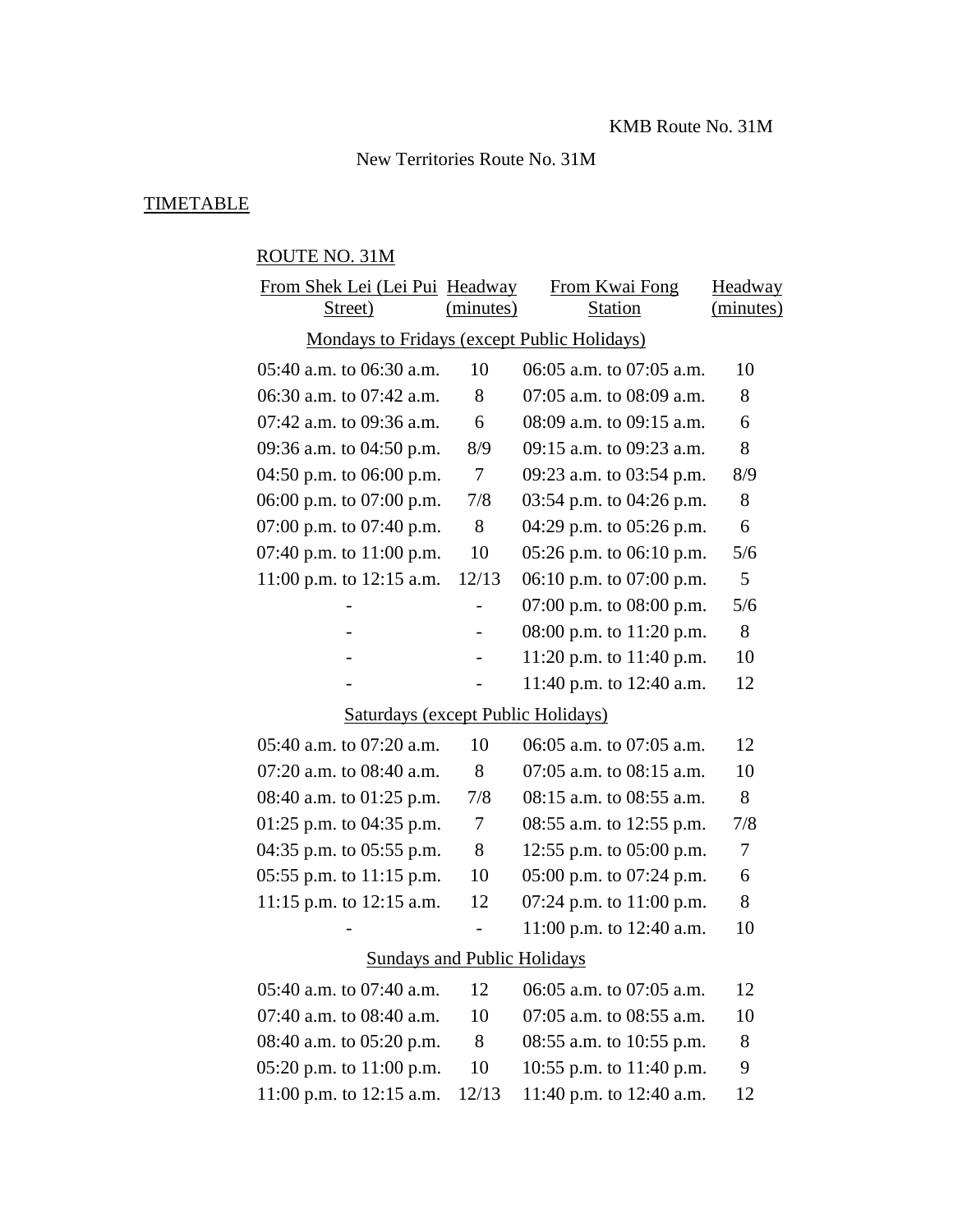KMB Route No. 31M

New Territories Route No. 31M

TIMETABLE

ROUTE NO. 31M

| From Shek Lei (Lei Pui Street) | Headway (minutes) | From Kwai Fong Station | Headway (minutes) |
|---|---|---|---|
| **Mondays to Fridays (except Public Holidays)** | | | |
| 05:40 a.m. to 06:30 a.m. | 10 | 06:05 a.m. to 07:05 a.m. | 10 |
| 06:30 a.m. to 07:42 a.m. | 8 | 07:05 a.m. to 08:09 a.m. | 8 |
| 07:42 a.m. to 09:36 a.m. | 6 | 08:09 a.m. to 09:15 a.m. | 6 |
| 09:36 a.m. to 04:50 p.m. | 8/9 | 09:15 a.m. to 09:23 a.m. | 8 |
| 04:50 p.m. to 06:00 p.m. | 7 | 09:23 a.m. to 03:54 p.m. | 8/9 |
| 06:00 p.m. to 07:00 p.m. | 7/8 | 03:54 p.m. to 04:26 p.m. | 8 |
| 07:00 p.m. to 07:40 p.m. | 8 | 04:29 p.m. to 05:26 p.m. | 6 |
| 07:40 p.m. to 11:00 p.m. | 10 | 05:26 p.m. to 06:10 p.m. | 5/6 |
| 11:00 p.m. to 12:15 a.m. | 12/13 | 06:10 p.m. to 07:00 p.m. | 5 |
| - | - | 07:00 p.m. to 08:00 p.m. | 5/6 |
| - | - | 08:00 p.m. to 11:20 p.m. | 8 |
| - | - | 11:20 p.m. to 11:40 p.m. | 10 |
| - | - | 11:40 p.m. to 12:40 a.m. | 12 |
| **Saturdays (except Public Holidays)** | | | |
| 05:40 a.m. to 07:20 a.m. | 10 | 06:05 a.m. to 07:05 a.m. | 12 |
| 07:20 a.m. to 08:40 a.m. | 8 | 07:05 a.m. to 08:15 a.m. | 10 |
| 08:40 a.m. to 01:25 p.m. | 7/8 | 08:15 a.m. to 08:55 a.m. | 8 |
| 01:25 p.m. to 04:35 p.m. | 7 | 08:55 a.m. to 12:55 p.m. | 7/8 |
| 04:35 p.m. to 05:55 p.m. | 8 | 12:55 p.m. to 05:00 p.m. | 7 |
| 05:55 p.m. to 11:15 p.m. | 10 | 05:00 p.m. to 07:24 p.m. | 6 |
| 11:15 p.m. to 12:15 a.m. | 12 | 07:24 p.m. to 11:00 p.m. | 8 |
| - | - | 11:00 p.m. to 12:40 a.m. | 10 |
| **Sundays and Public Holidays** | | | |
| 05:40 a.m. to 07:40 a.m. | 12 | 06:05 a.m. to 07:05 a.m. | 12 |
| 07:40 a.m. to 08:40 a.m. | 10 | 07:05 a.m. to 08:55 a.m. | 10 |
| 08:40 a.m. to 05:20 p.m. | 8 | 08:55 a.m. to 10:55 p.m. | 8 |
| 05:20 p.m. to 11:00 p.m. | 10 | 10:55 p.m. to 11:40 p.m. | 9 |
| 11:00 p.m. to 12:15 a.m. | 12/13 | 11:40 p.m. to 12:40 a.m. | 12 |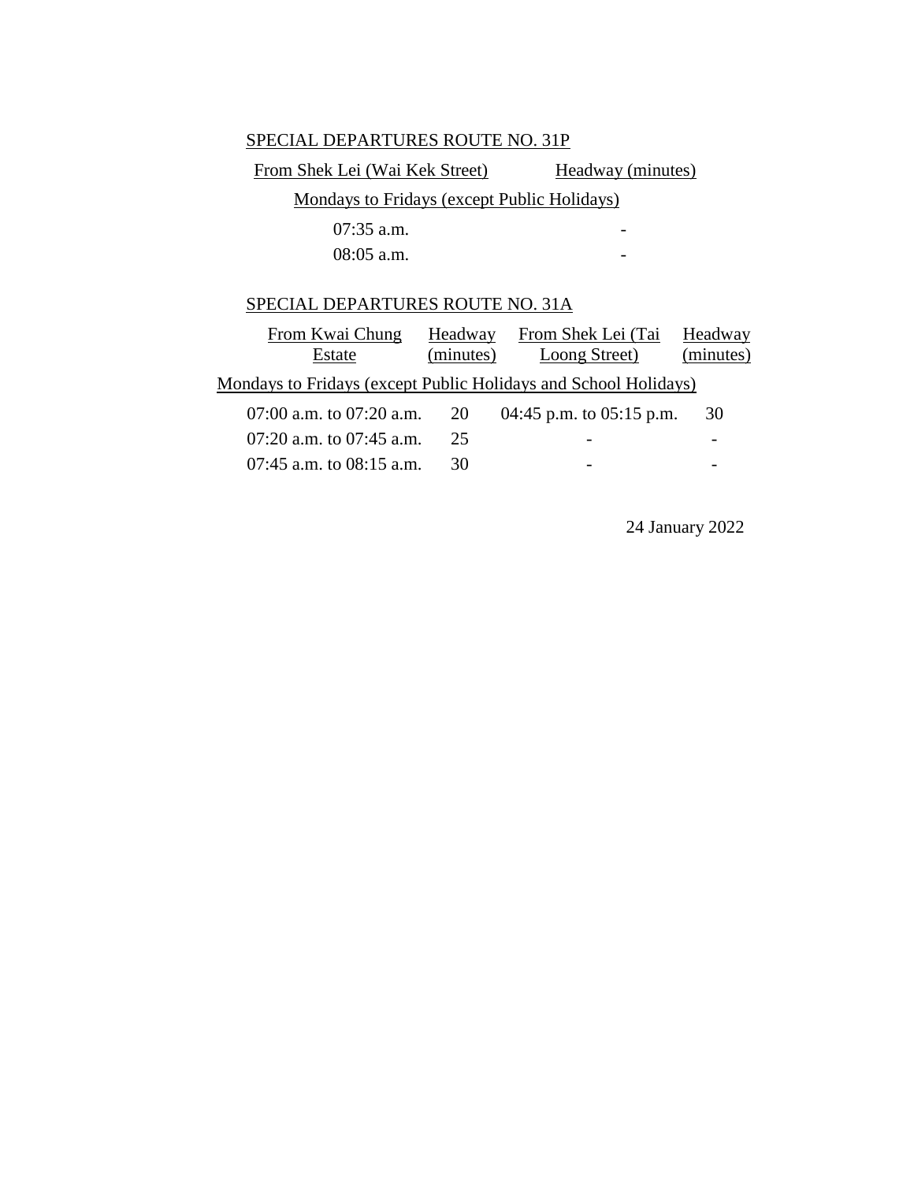SPECIAL DEPARTURES ROUTE NO. 31P

| From Shek Lei (Wai Kek Street) | Headway (minutes) |
| --- | --- |
| Mondays to Fridays (except Public Holidays) | |
| 07:35 a.m. | - |
| 08:05 a.m. | - |

SPECIAL DEPARTURES ROUTE NO. 31A

| From Kwai Chung Estate | Headway (minutes) | From Shek Lei (Tai Loong Street) | Headway (minutes) |
| --- | --- | --- | --- |
| Mondays to Fridays (except Public Holidays and School Holidays) | | | |
| 07:00 a.m. to 07:20 a.m. | 20 | 04:45 p.m. to 05:15 p.m. | 30 |
| 07:20 a.m. to 07:45 a.m. | 25 | - | - |
| 07:45 a.m. to 08:15 a.m. | 30 | - | - |

24 January 2022